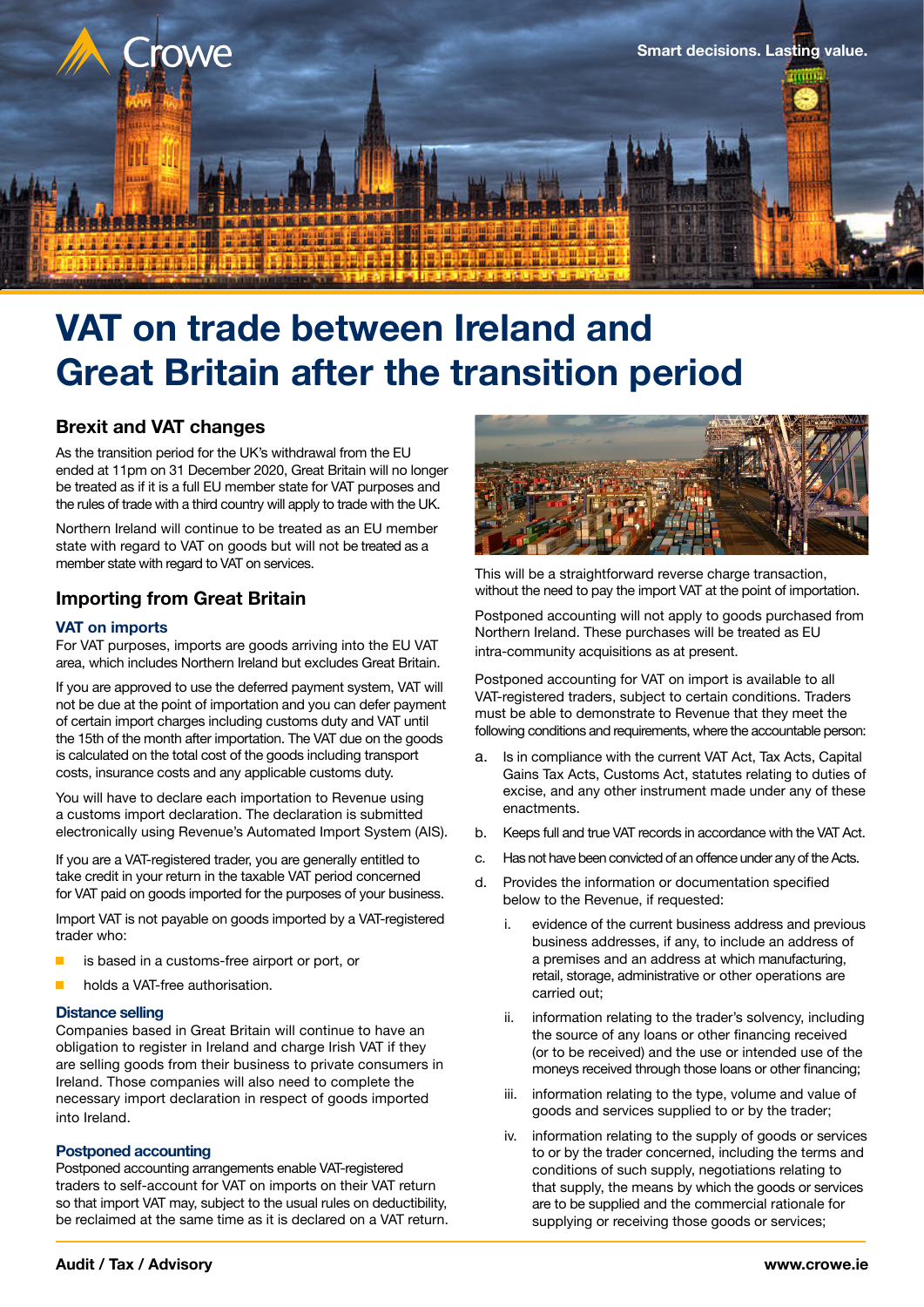# VAT on trade between Ireland and Great Britain after the transition period

## Brexit and VAT changes

As the transition period for the UK's withdrawal from the EU ended at 11pm on 31 December 2020, Great Britain will no longer be treated as if it is a full EU member state for VAT purposes and the rules of trade with a third country will apply to trade with the UK.

Northern Ireland will continue to be treated as an EU member state with regard to VAT on goods but will not be treated as a member state with regard to VAT on services.

## Importing from Great Britain

### VAT on imports

For VAT purposes, imports are goods arriving into the EU VAT area, which includes Northern Ireland but excludes Great Britain.

If you are approved to use the deferred payment system, VAT will not be due at the point of importation and you can defer payment of certain import charges including customs duty and VAT until the 15th of the month after importation. The VAT due on the goods is calculated on the total cost of the goods including transport costs, insurance costs and any applicable customs duty.

You will have to declare each importation to Revenue using a customs import declaration. The declaration is submitted electronically using Revenue's Automated Import System (AIS).

If you are a VAT-registered trader, you are generally entitled to take credit in your return in the taxable VAT period concerned for VAT paid on goods imported for the purposes of your business.

Import VAT is not payable on goods imported by a VAT-registered trader who:

- is based in a customs-free airport or port, or
- holds a VAT-free authorisation.

### Distance selling

Companies based in Great Britain will continue to have an obligation to register in Ireland and charge Irish VAT if they are selling goods from their business to private consumers in Ireland. Those companies will also need to complete the necessary import declaration in respect of goods imported into Ireland.

### Postponed accounting

Postponed accounting arrangements enable VAT-registered traders to self-account for VAT on imports on their VAT return so that import VAT may, subject to the usual rules on deductibility, be reclaimed at the same time as it is declared on a VAT return.

This will be a straightforward reverse charge transaction, without the need to pay the import VAT at the point of importation.

Postponed accounting will not apply to goods purchased from Northern Ireland. These purchases will be treated as EU intra-community acquisitions as at present.

Postponed accounting for VAT on import is available to all VAT-registered traders, subject to certain conditions. Traders must be able to demonstrate to Revenue that they meet the following conditions and requirements, where the accountable person:

a. Is in compliance with the current VAT Act, Tax Acts, Capital Gains Tax Acts, Customs Act, statutes relating to duties of excise, and any other instrument made under any of these enactments.

b. Keeps full and true VAT records in accordance with the VAT Act.

c. Has not have been convicted of an offence under any of the Acts.

d. Provides the information or documentation specified below to the Revenue, if requested:

   i. evidence of the current business address and previous business addresses, if any, to include an address of a premises and an address at which manufacturing, retail, storage, administrative or other operations are carried out;

   ii. information relating to the trader's solvency, including the source of any loans or other financing received (or to be received) and the use or intended use of the moneys received through those loans or other financing;

   iii. information relating to the type, volume and value of goods and services supplied to or by the trader;

   iv. information relating to the supply of goods or services to or by the trader concerned, including the terms and conditions of such supply, negotiations relating to that supply, the means by which the goods or services are to be supplied and the commercial rationale for supplying or receiving those goods or services;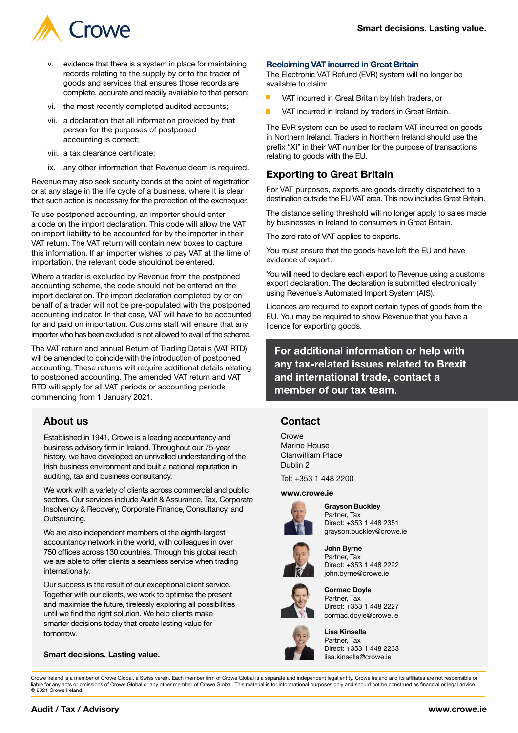v. evidence that there is a system in place for maintaining records relating to the supply by or to the trader of goods and services that ensures those records are complete, accurate and readily available to that person;

vi. the most recently completed audited accounts;

vii. a declaration that all information provided by that person for the purposes of postponed accounting is correct;

viii. a tax clearance certificate;

ix. any other information that Revenue deem is required.

Revenue may also seek security bonds at the point of registration or at any stage in the life cycle of a business, where it is clear that such action is necessary for the protection of the exchequer.

To use postponed accounting, an importer should enter a code on the import declaration. This code will allow the VAT on import liability to be accounted for by the importer in their VAT return. The VAT return will contain new boxes to capture this information. If an importer wishes to pay VAT at the time of importation, the relevant code shouldnot be entered.

Where a trader is excluded by Revenue from the postponed accounting scheme, the code should not be entered on the import declaration. The import declaration completed by or on behalf of a trader will not be pre-populated with the postponed accounting indicator. In that case, VAT will have to be accounted for and paid on importation. Customs staff will ensure that any importer who has been excluded is not allowed to avail of the scheme.

The VAT return and annual Return of Trading Details (VAT RTD) will be amended to coincide with the introduction of postponed accounting. These returns will require additional details relating to postponed accounting. The amended VAT return and VAT RTD will apply for all VAT periods or accounting periods commencing from 1 January 2021.

### Reclaiming VAT incurred in Great Britain

The Electronic VAT Refund (EVR) system will no longer be available to claim:

- VAT incurred in Great Britain by Irish traders, or
- VAT incurred in Ireland by traders in Great Britain.

The EVR system can be used to reclaim VAT incurred on goods in Northern Ireland. Traders in Northern Ireland should use the prefix "XI" in their VAT number for the purpose of transactions relating to goods with the EU.

## Exporting to Great Britain

For VAT purposes, exports are goods directly dispatched to a destination outside the EU VAT area. This now includes Great Britain.

The distance selling threshold will no longer apply to sales made by businesses in Ireland to consumers in Great Britain.

The zero rate of VAT applies to exports.

You must ensure that the goods have left the EU and have evidence of export.

You will need to declare each export to Revenue using a customs export declaration. The declaration is submitted electronically using Revenue's Automated Import System (AIS).

Licences are required to export certain types of goods from the EU. You may be required to show Revenue that you have a licence for exporting goods.

**For additional information or help with any tax-related issues related to Brexit and international trade, contact a member of our tax team.**

## About us

Established in 1941, Crowe is a leading accountancy and business advisory firm in Ireland. Throughout our 75-year history, we have developed an unrivalled understanding of the Irish business environment and built a national reputation in auditing, tax and business consultancy.

We work with a variety of clients across commercial and public sectors. Our services include Audit & Assurance, Tax, Corporate Insolvency & Recovery, Corporate Finance, Consultancy, and Outsourcing.

We are also independent members of the eighth-largest accountancy network in the world, with colleagues in over 750 offices across 130 countries. Through this global reach we are able to offer clients a seamless service when trading internationally.

Our success is the result of our exceptional client service. Together with our clients, we work to optimise the present and maximise the future, tirelessly exploring all possibilities until we find the right solution. We help clients make smarter decisions today that create lasting value for tomorrow.

**Smart decisions. Lasting value.**

## Contact

Crowe
Marine House
Clanwilliam Place
Dublin 2

Tel: +353 1 448 2200

**www.crowe.ie**

**Grayson Buckley**
Partner, Tax
Direct: +353 1 448 2351
grayson.buckley@crowe.ie

**John Byrne**
Partner, Tax
Direct: +353 1 448 2222
john.byrne@crowe.ie

**Cormac Doyle**
Partner, Tax
Direct: +353 1 448 2227
cormac.doyle@crowe.ie

**Lisa Kinsella**
Partner, Tax
Direct: +353 1 448 2233
lisa.kinsella@crowe.ie

Crowe Ireland is a member of Crowe Global, a Swiss verein. Each member firm of Crowe Global is a separate and independent legal entity. Crowe Ireland and its affiliates are not responsible or liable for any acts or omissions of Crowe Global or any other member of Crowe Global. This material is for informational purposes only and should not be construed as financial or legal advice. © 2021 Crowe Ireland.